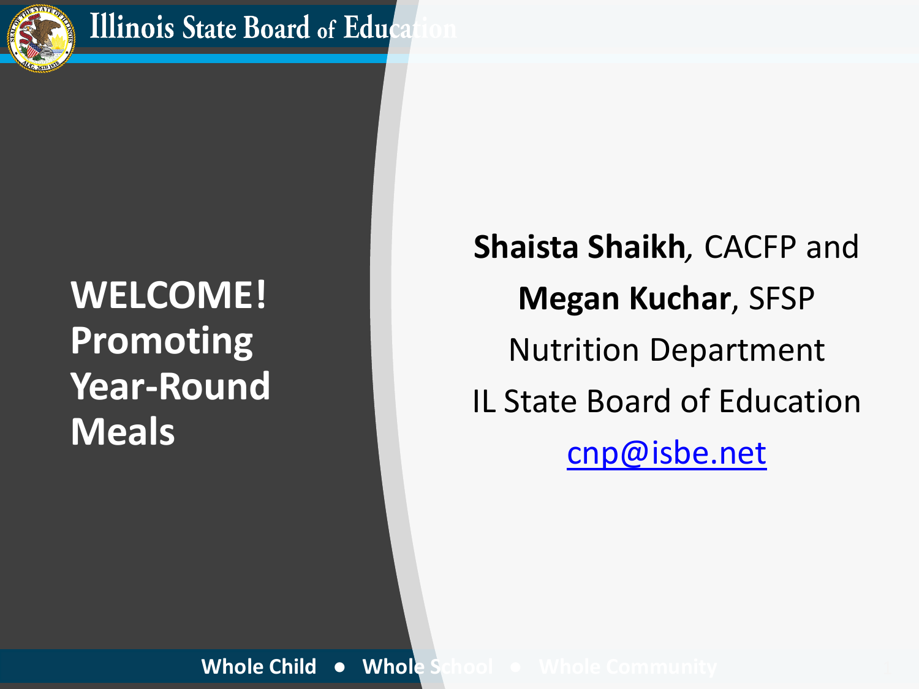# WELCOME! Promoting Year-Round Meals

**Shaista Shaikh**, CACFP and

**Megan Kuchar**, SFSP

Nutrition Department

IL State Board of Education

cnp@isbe.net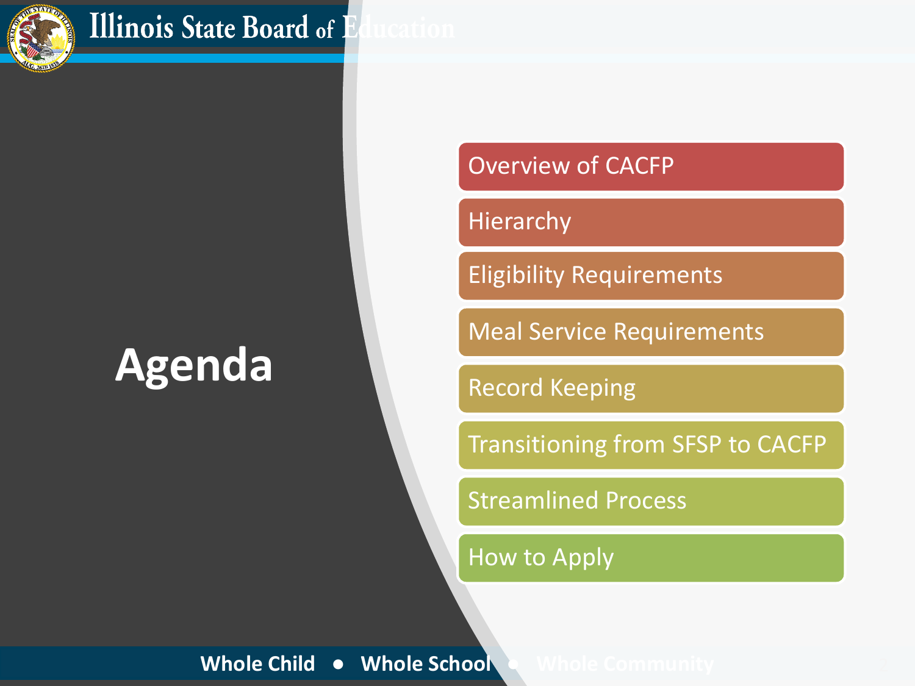# Agenda

- Overview of CACFP
- Hierarchy
- Eligibility Requirements
- Meal Service Requirements
- Record Keeping
- Transitioning from SFSP to CACFP
- Streamlined Process
- How to Apply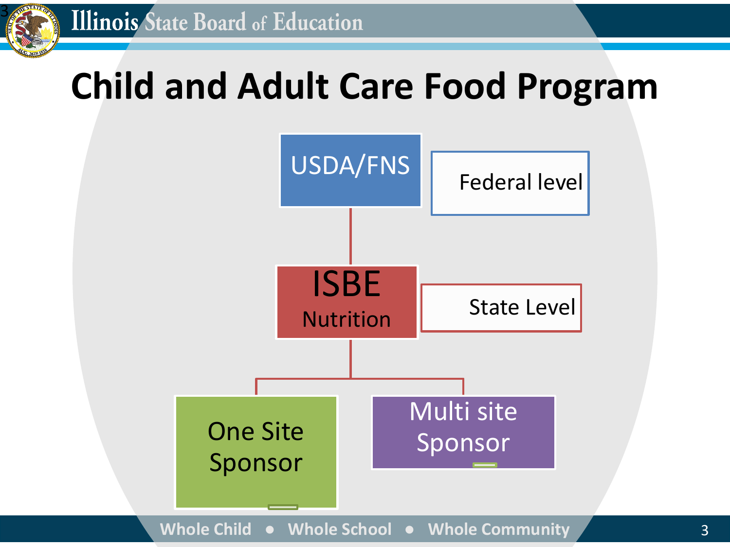# Child and Adult Care Food Program

- USDA/FNS — Federal level
  - ISBE Nutrition — State Level
    - One Site Sponsor
    - Multi site Sponsor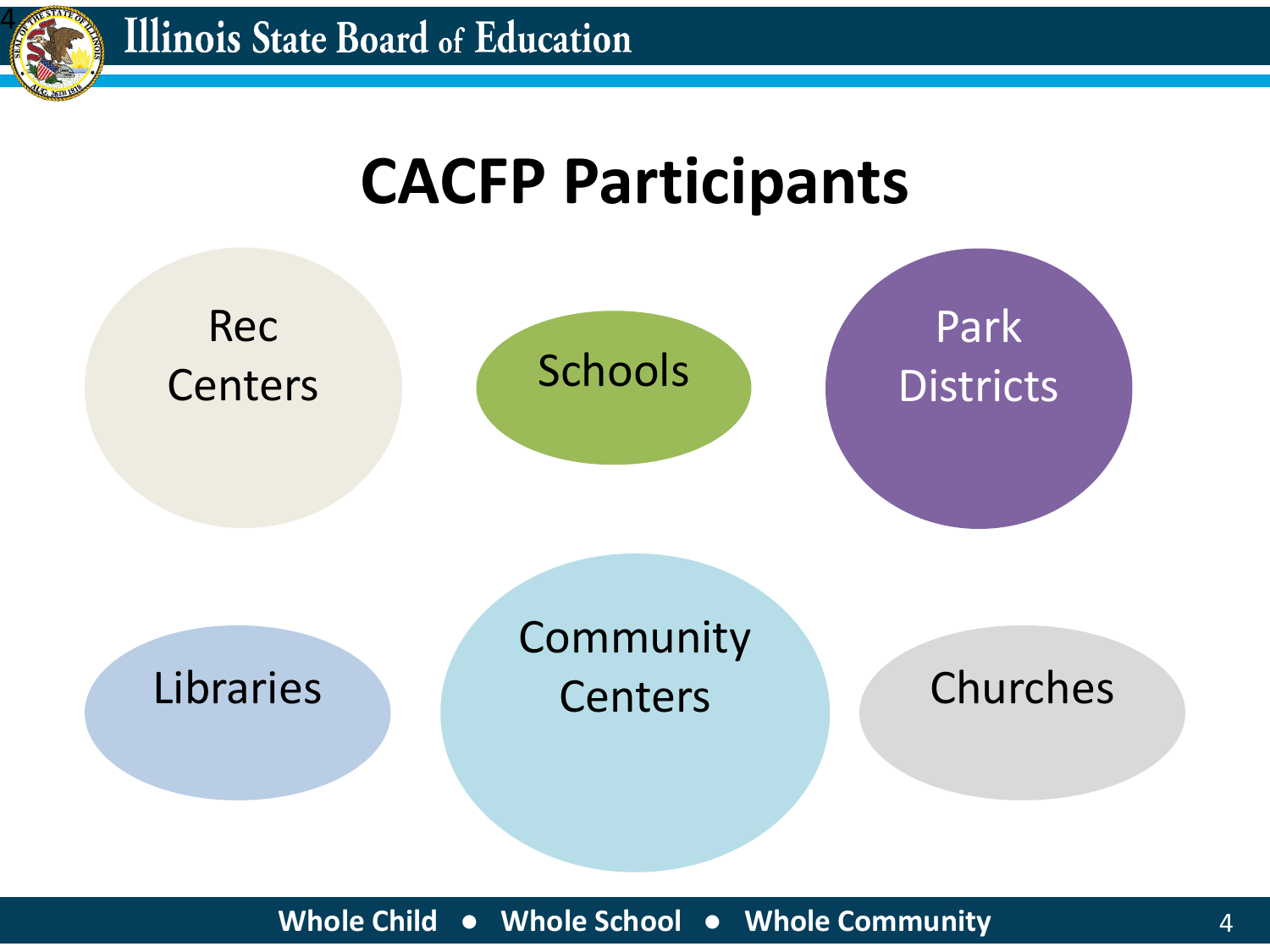# CACFP Participants

- Rec Centers
- Schools
- Park Districts
- Libraries
- Community Centers
- Churches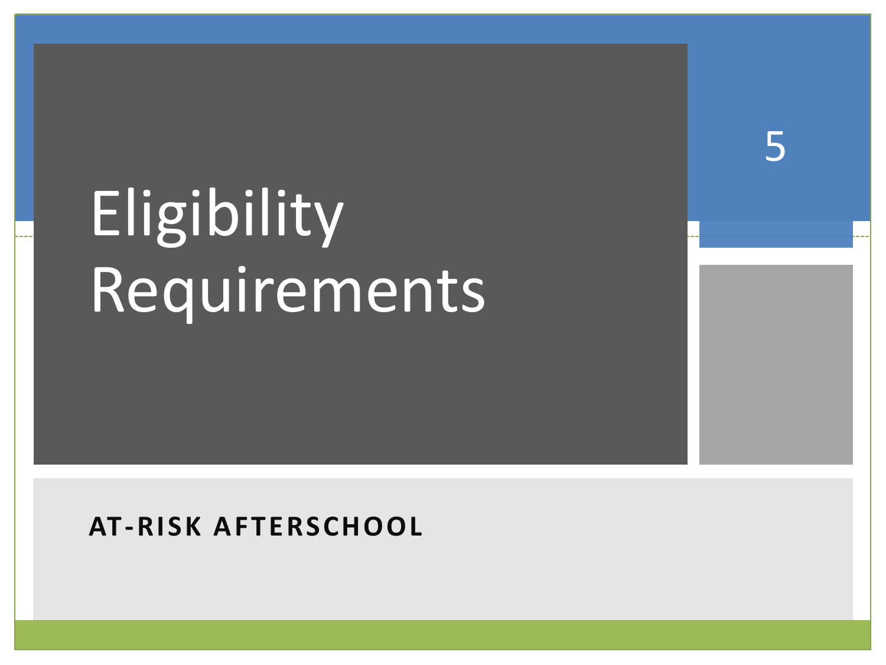# Eligibility Requirements

**AT-RISK AFTERSCHOOL**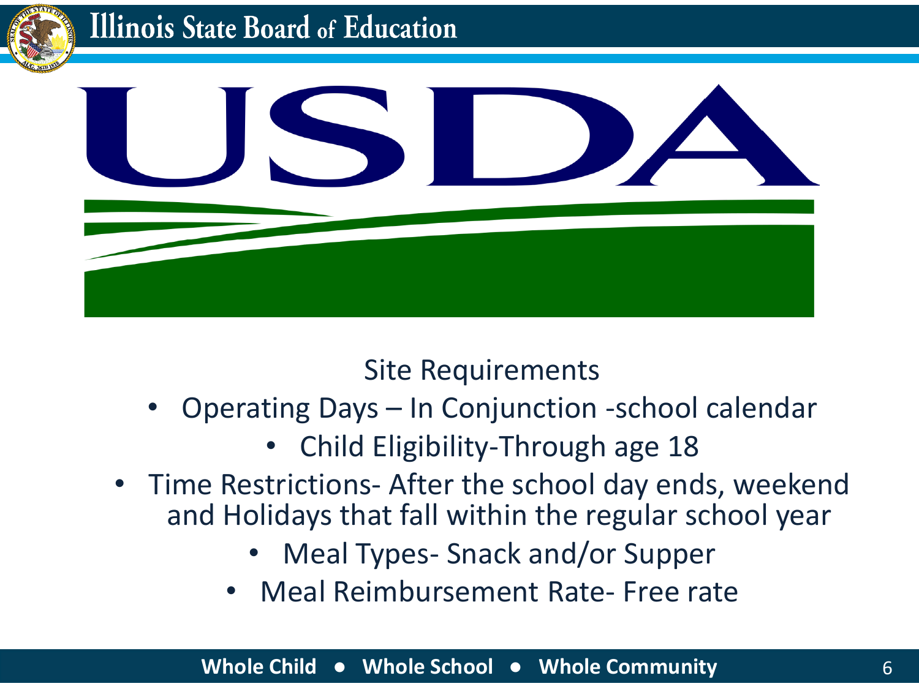## Site Requirements

- Operating Days – In Conjunction -school calendar
- Child Eligibility-Through age 18
- Time Restrictions- After the school day ends, weekend and Holidays that fall within the regular school year
- Meal Types- Snack and/or Supper
- Meal Reimbursement Rate- Free rate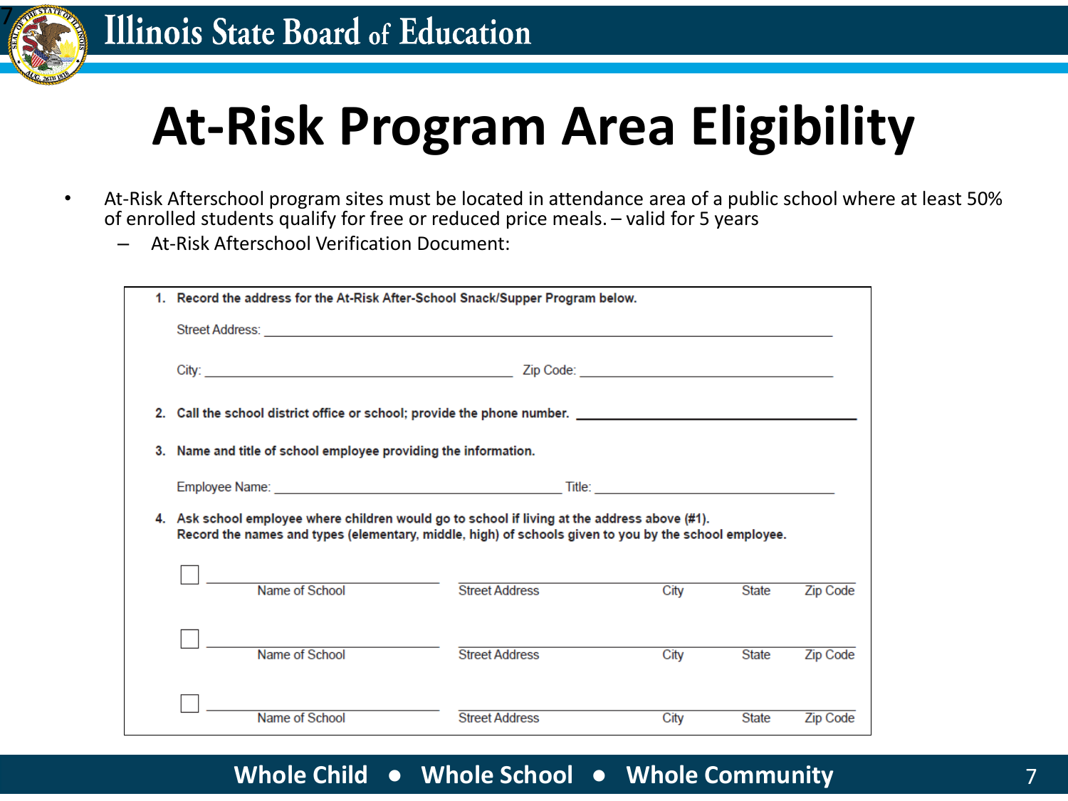# At-Risk Program Area Eligibility

- At-Risk Afterschool program sites must be located in attendance area of a public school where at least 50% of enrolled students qualify for free or reduced price meals. – valid for 5 years
  - At-Risk Afterschool Verification Document:

**1. Record the address for the At-Risk After-School Snack/Supper Program below.**

Street Address: ______________________________

City: ____________________ Zip Code: ____________________

**2. Call the school district office or school; provide the phone number.** ____________________

**3. Name and title of school employee providing the information.**

Employee Name: ____________________ Title: ____________________

**4. Ask school employee where children would go to school if living at the address above (#1).**
**Record the names and types (elementary, middle, high) of schools given to you by the school employee.**

☐ ____________________ ______________________________
Name of School | Street Address | City | State | Zip Code

☐ ____________________ ______________________________
Name of School | Street Address | City | State | Zip Code

☐ ____________________ ______________________________
Name of School | Street Address | City | State | Zip Code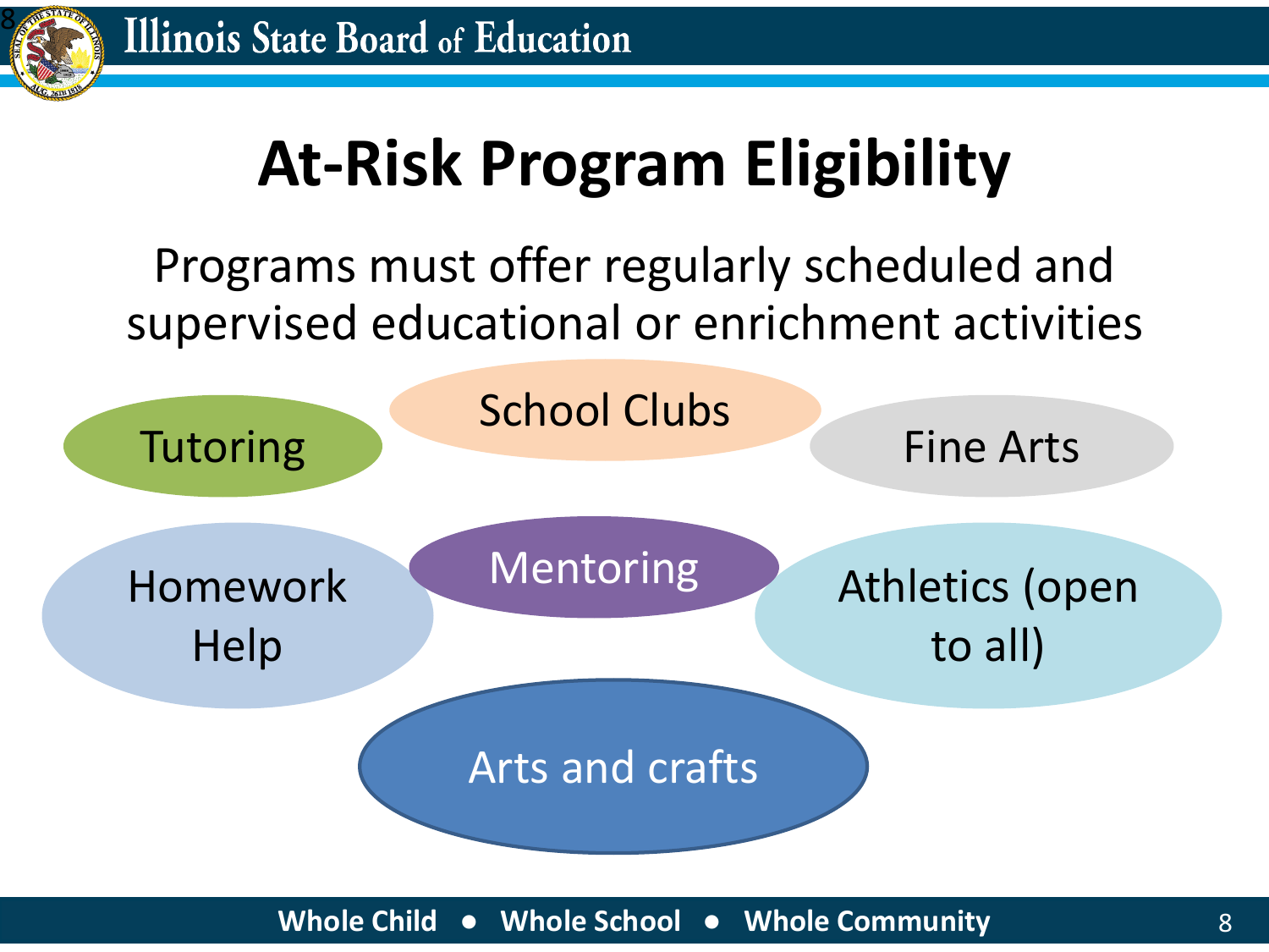# At-Risk Program Eligibility

Programs must offer regularly scheduled and supervised educational or enrichment activities

- Tutoring
- School Clubs
- Fine Arts
- Homework Help
- Mentoring
- Athletics (open to all)
- Arts and crafts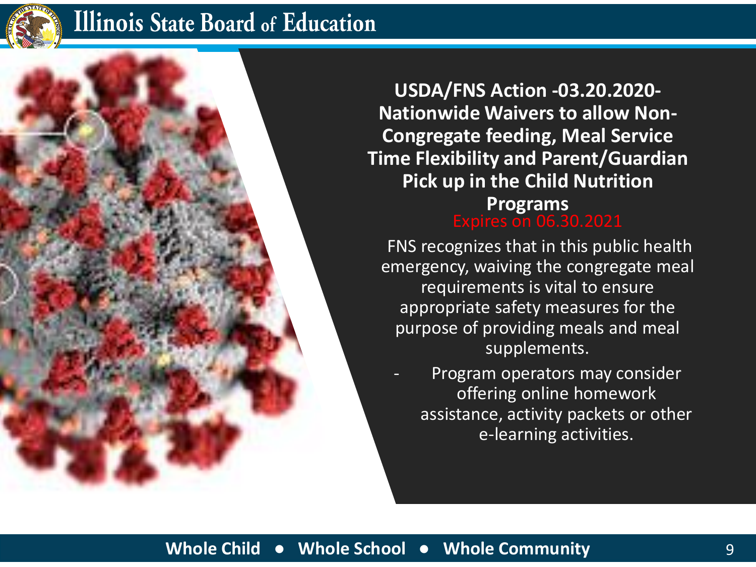## USDA/FNS Action -03.20.2020- Nationwide Waivers to allow Non-Congregate feeding, Meal Service Time Flexibility and Parent/Guardian Pick up in the Child Nutrition Programs

Expires on 06.30.2021

FNS recognizes that in this public health emergency, waiving the congregate meal requirements is vital to ensure appropriate safety measures for the purpose of providing meals and meal supplements.

- Program operators may consider offering online homework assistance, activity packets or other e-learning activities.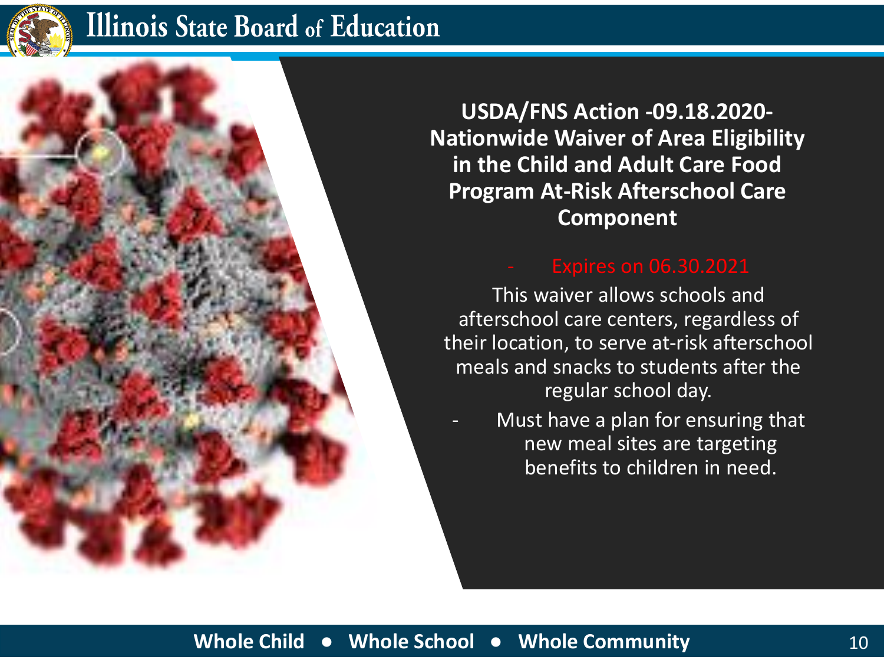## USDA/FNS Action -09.18.2020- Nationwide Waiver of Area Eligibility in the Child and Adult Care Food Program At-Risk Afterschool Care Component

- Expires on 06.30.2021

This waiver allows schools and afterschool care centers, regardless of their location, to serve at-risk afterschool meals and snacks to students after the regular school day.

- Must have a plan for ensuring that new meal sites are targeting benefits to children in need.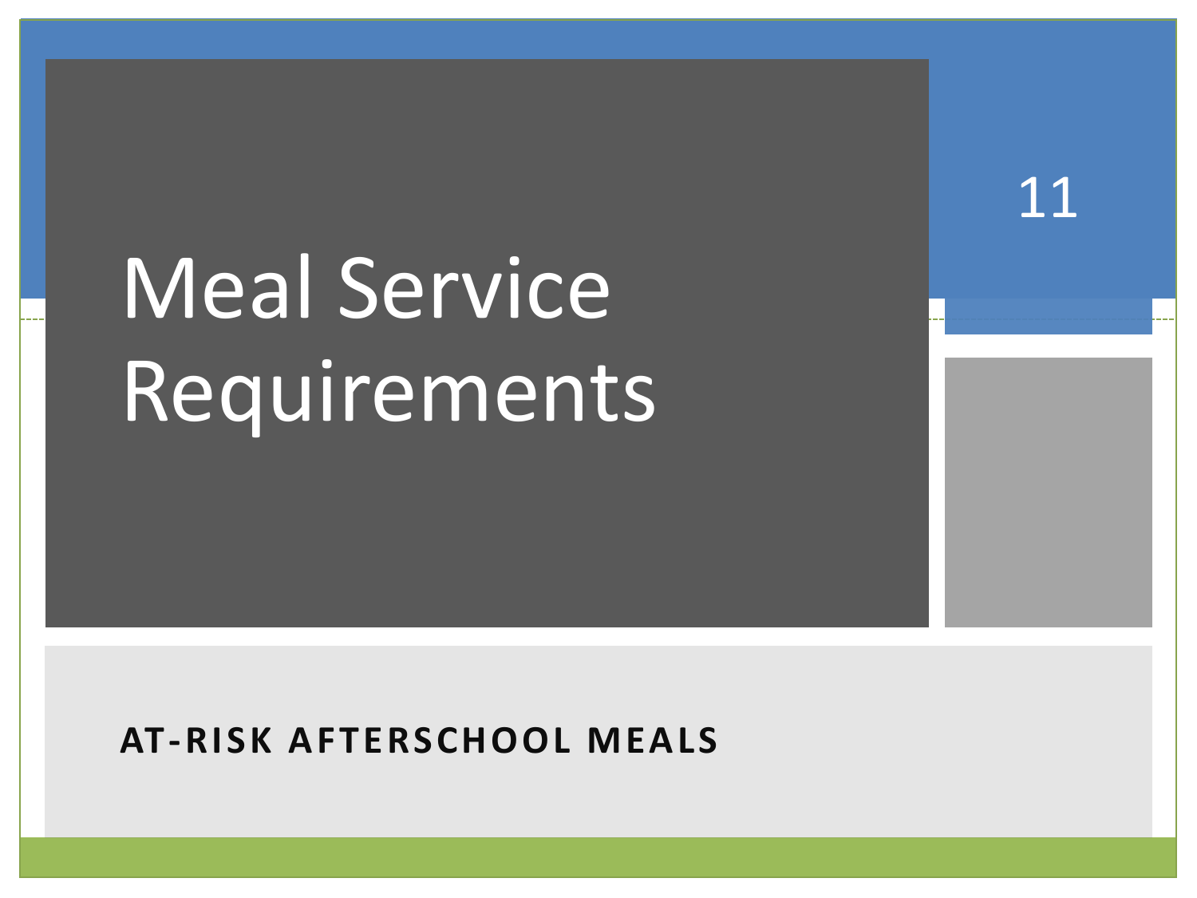# Meal Service Requirements

**AT-RISK AFTERSCHOOL MEALS**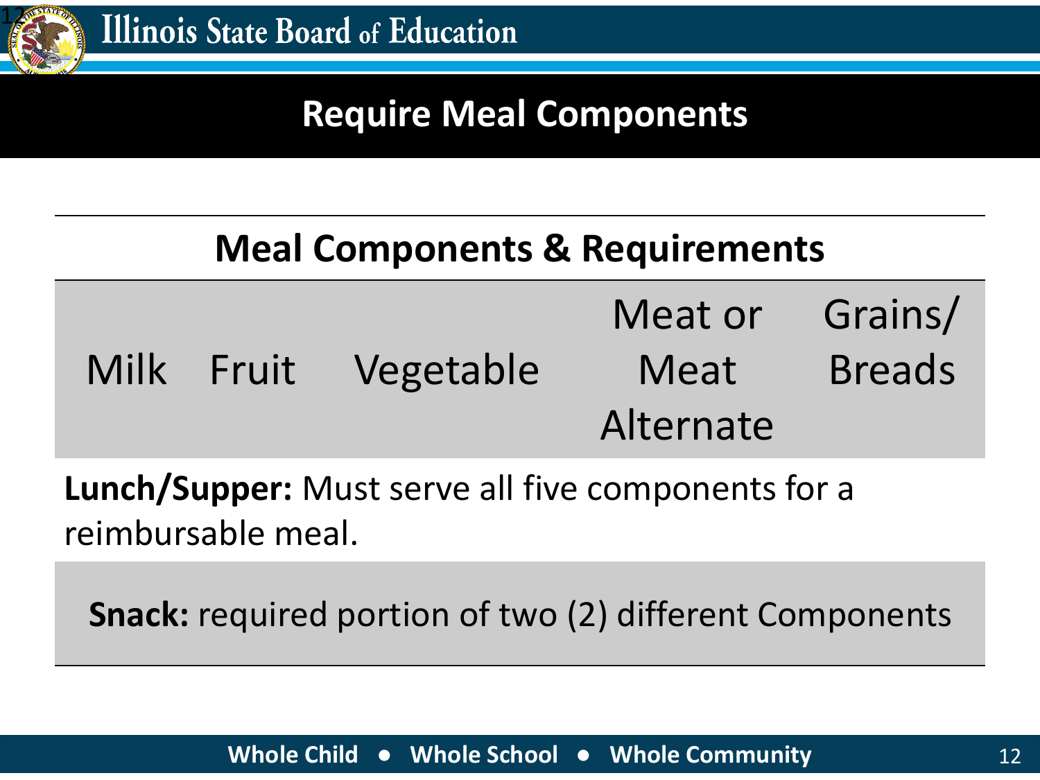# Require Meal Components

| Meal Components & Requirements | | | | |
|---|---|---|---|---|
| Milk | Fruit | Vegetable | Meat or Meat Alternate | Grains/ Breads |

**Lunch/Supper:** Must serve all five components for a reimbursable meal.

**Snack:** required portion of two (2) different Components

**Whole Child ● Whole School ● Whole Community**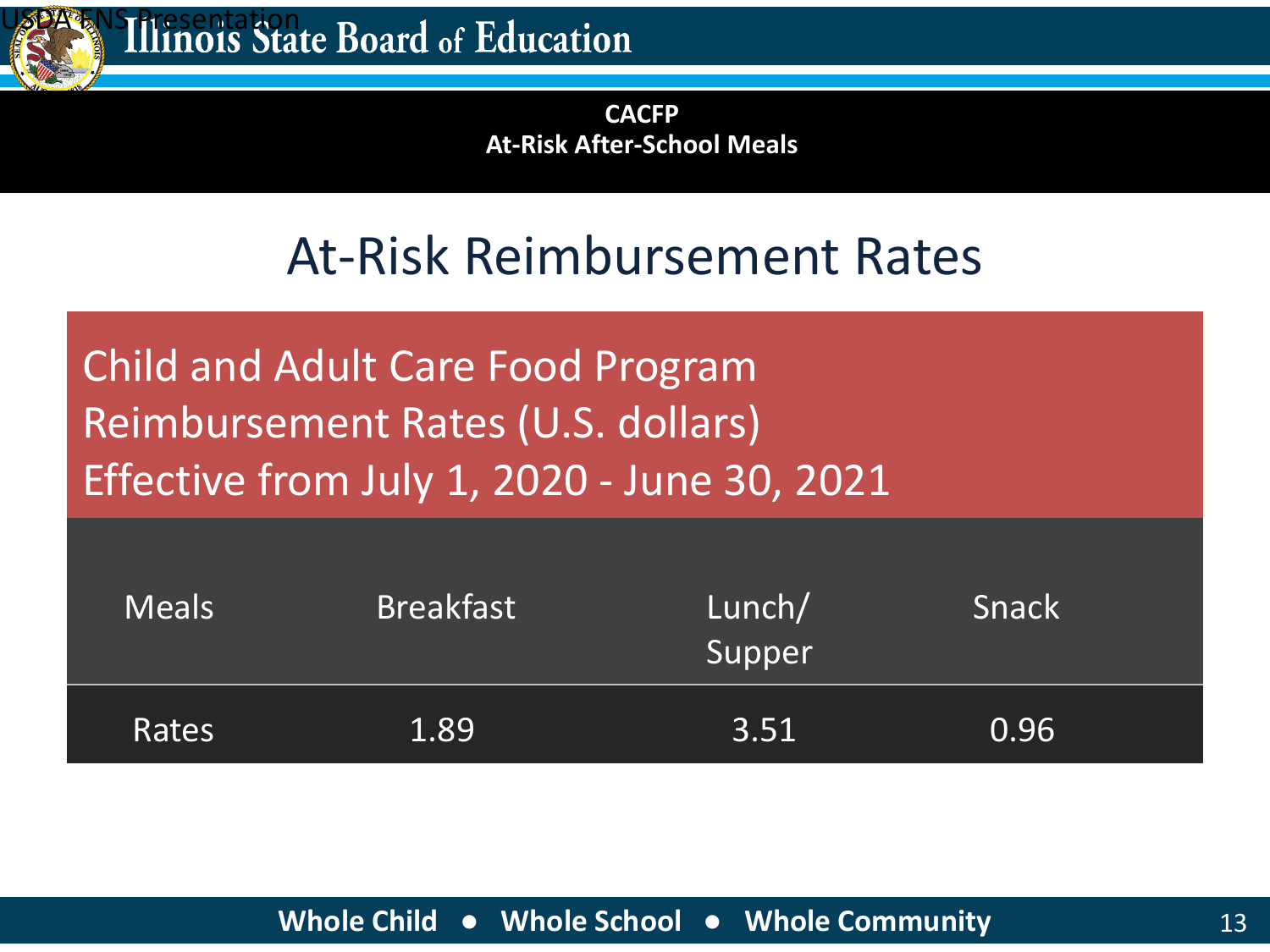# At-Risk Reimbursement Rates

Child and Adult Care Food Program
Reimbursement Rates (U.S. dollars)
Effective from July 1, 2020 - June 30, 2021

| Meals | Breakfast | Lunch/ Supper | Snack |
|---|---|---|---|
| Rates | 1.89 | 3.51 | 0.96 |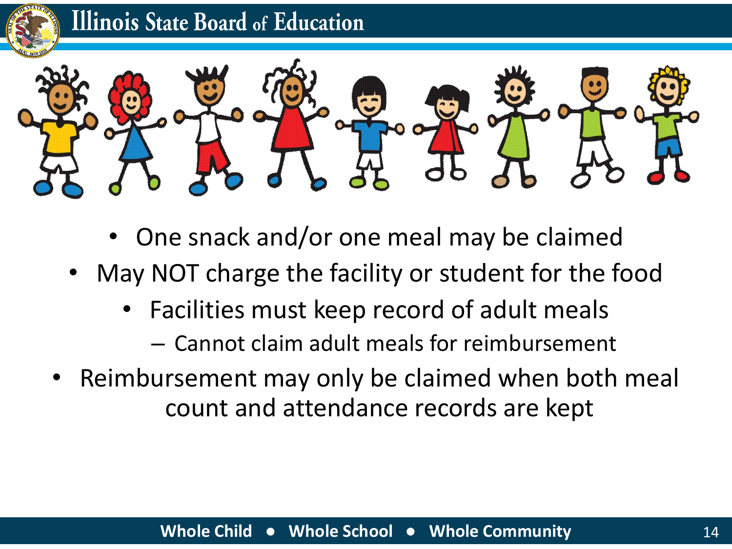- One snack and/or one meal may be claimed
- May NOT charge the facility or student for the food
  - Facilities must keep record of adult meals
    - Cannot claim adult meals for reimbursement
- Reimbursement may only be claimed when both meal count and attendance records are kept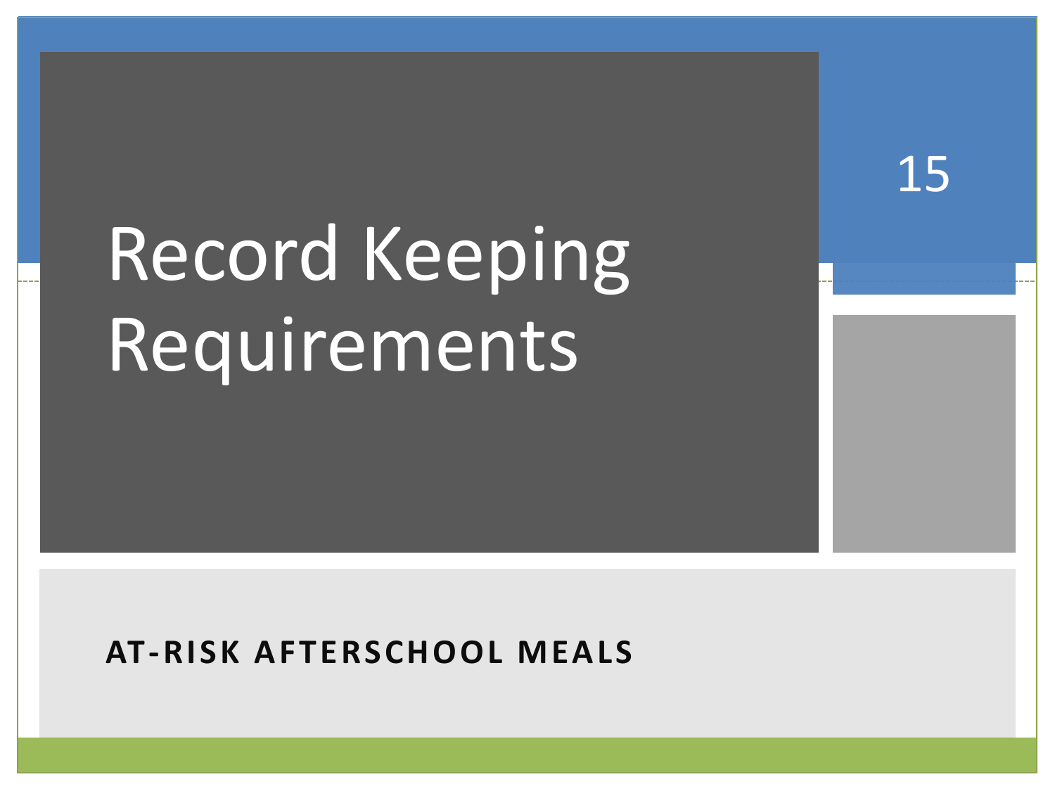# Record Keeping Requirements

**AT-RISK AFTERSCHOOL MEALS**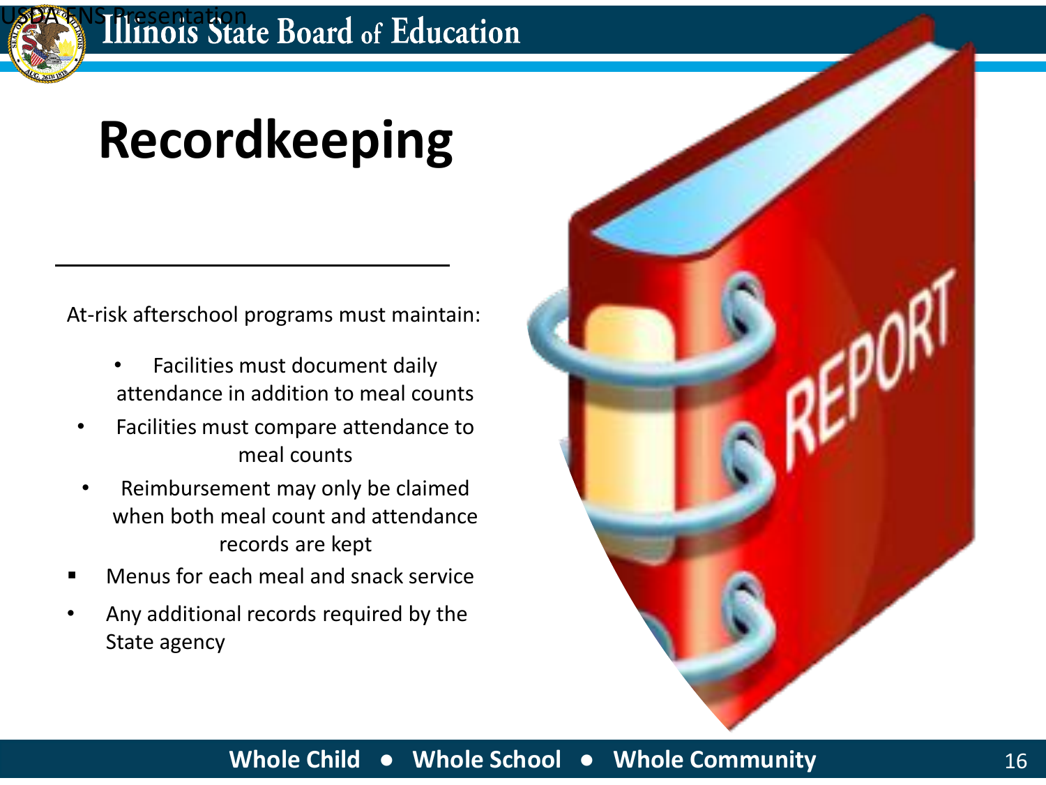# Recordkeeping

At-risk afterschool programs must maintain:

- Facilities must document daily attendance in addition to meal counts
- Facilities must compare attendance to meal counts
- Reimbursement may only be claimed when both meal count and attendance records are kept
- Menus for each meal and snack service
- Any additional records required by the State agency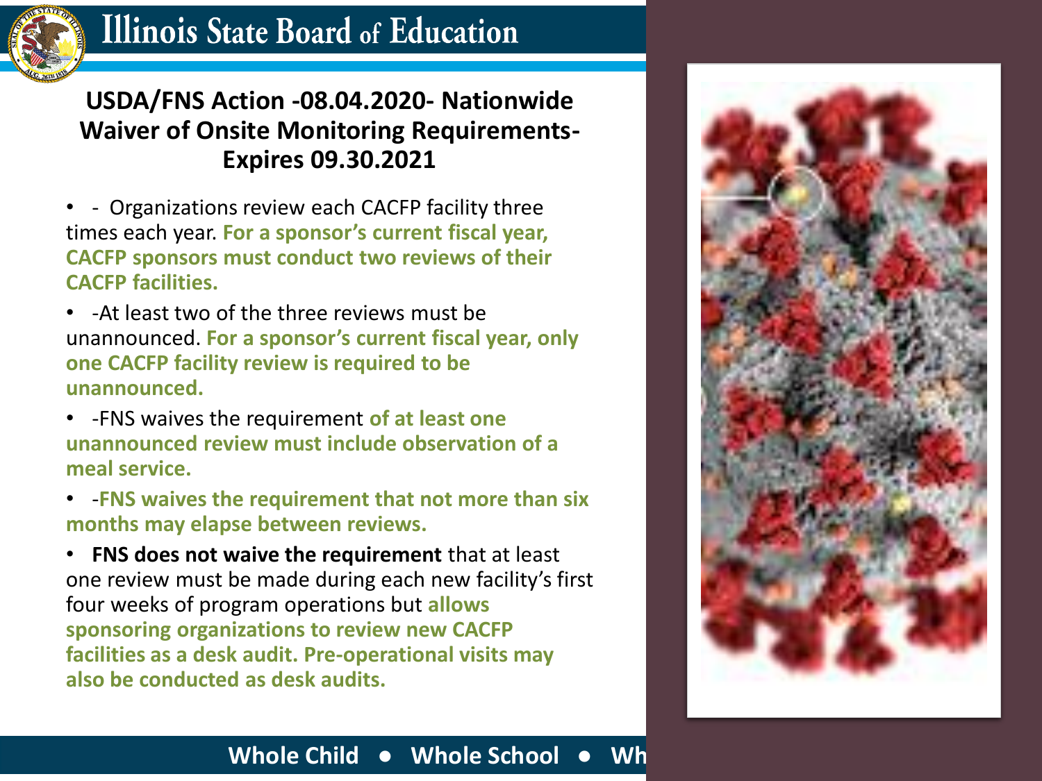## USDA/FNS Action -08.04.2020- Nationwide Waiver of Onsite Monitoring Requirements- Expires 09.30.2021

- \- Organizations review each CACFP facility three times each year. **For a sponsor's current fiscal year, CACFP sponsors must conduct two reviews of their CACFP facilities.**
- -At least two of the three reviews must be unannounced. **For a sponsor's current fiscal year, only one CACFP facility review is required to be unannounced.**
- -FNS waives the requirement **of at least one unannounced review must include observation of a meal service.**
- -**FNS waives the requirement that not more than six months may elapse between reviews.**
- **FNS does not waive the requirement** that at least one review must be made during each new facility's first four weeks of program operations but **allows sponsoring organizations to review new CACFP facilities as a desk audit. Pre-operational visits may also be conducted as desk audits.**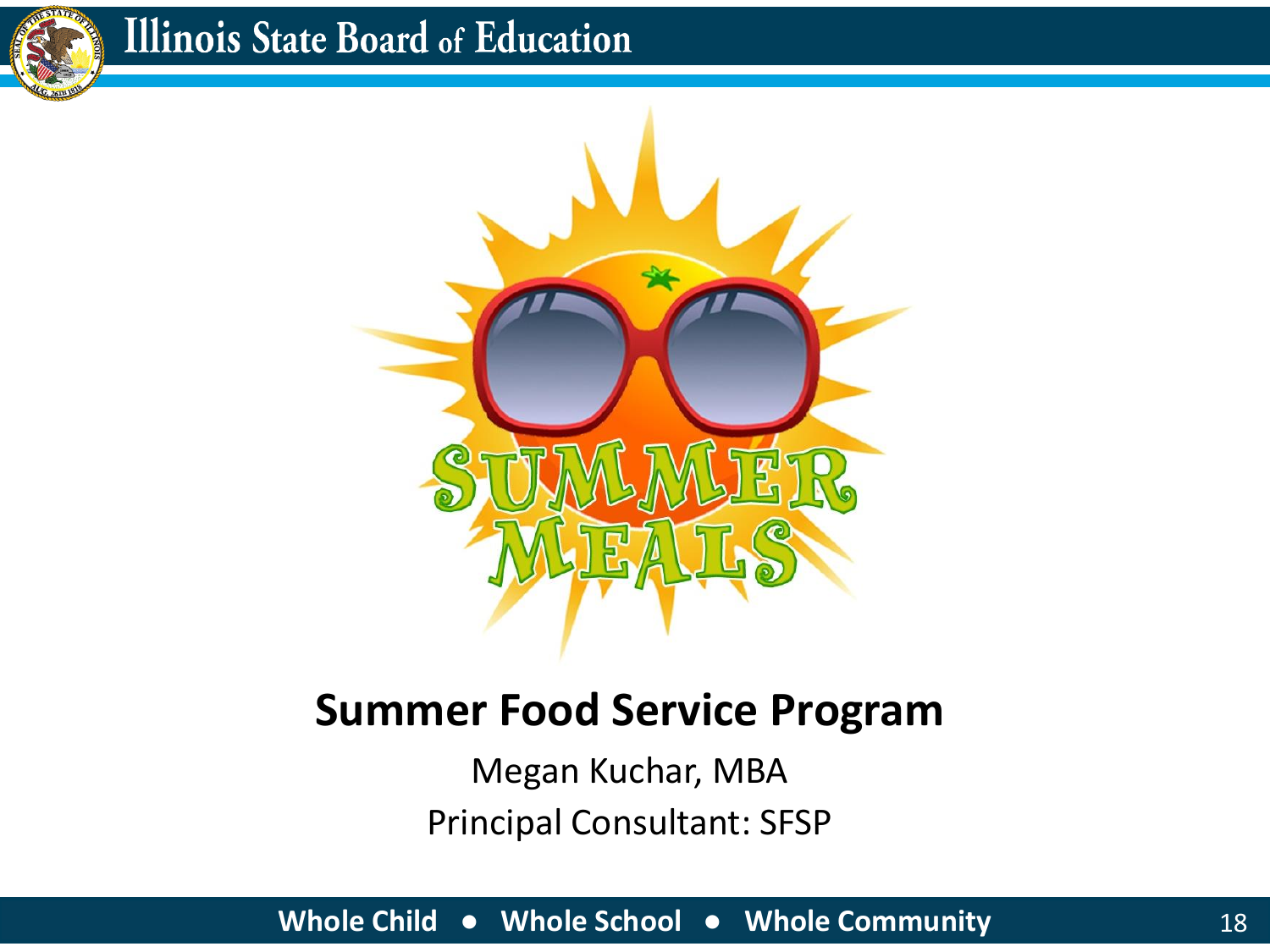# Summer Food Service Program

Megan Kuchar, MBA

Principal Consultant: SFSP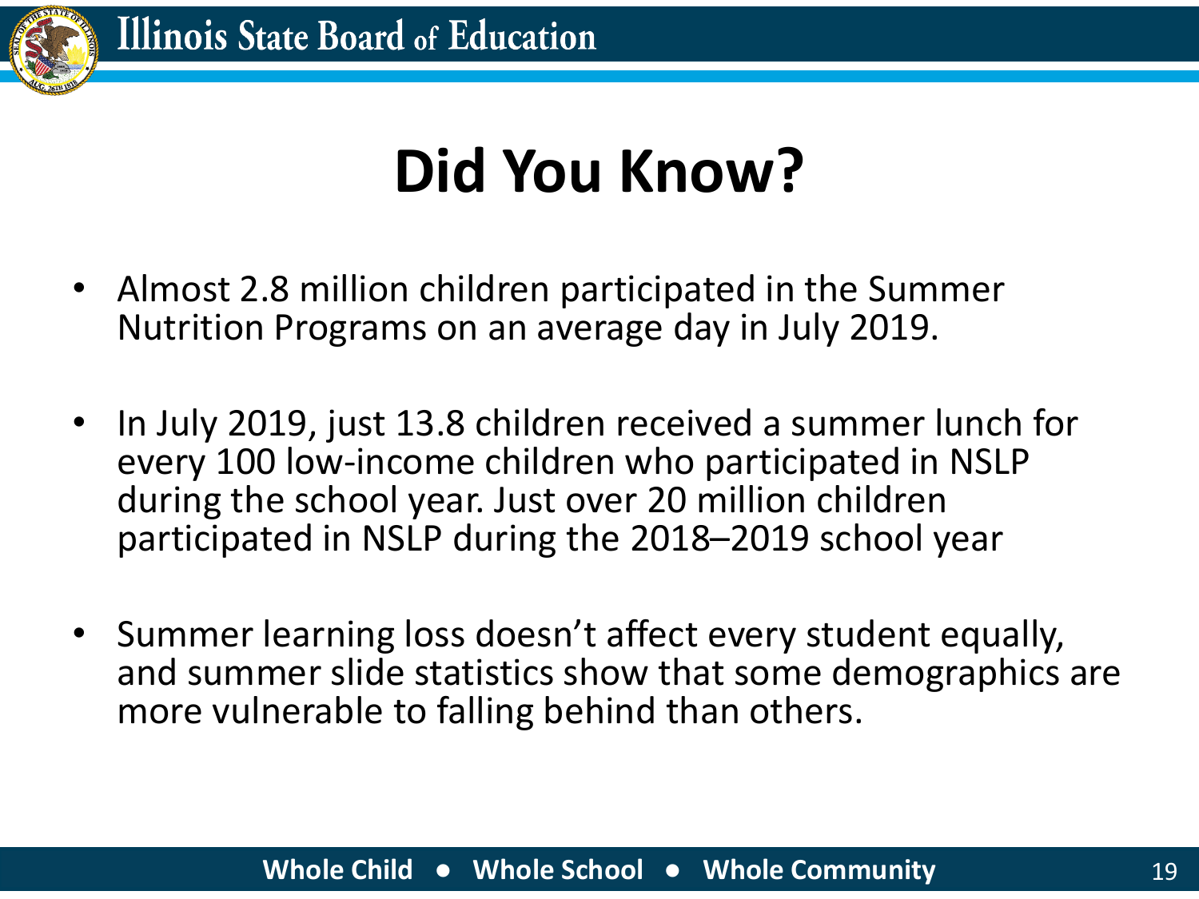# Did You Know?

- Almost 2.8 million children participated in the Summer Nutrition Programs on an average day in July 2019.
- In July 2019, just 13.8 children received a summer lunch for every 100 low-income children who participated in NSLP during the school year. Just over 20 million children participated in NSLP during the 2018–2019 school year
- Summer learning loss doesn't affect every student equally, and summer slide statistics show that some demographics are more vulnerable to falling behind than others.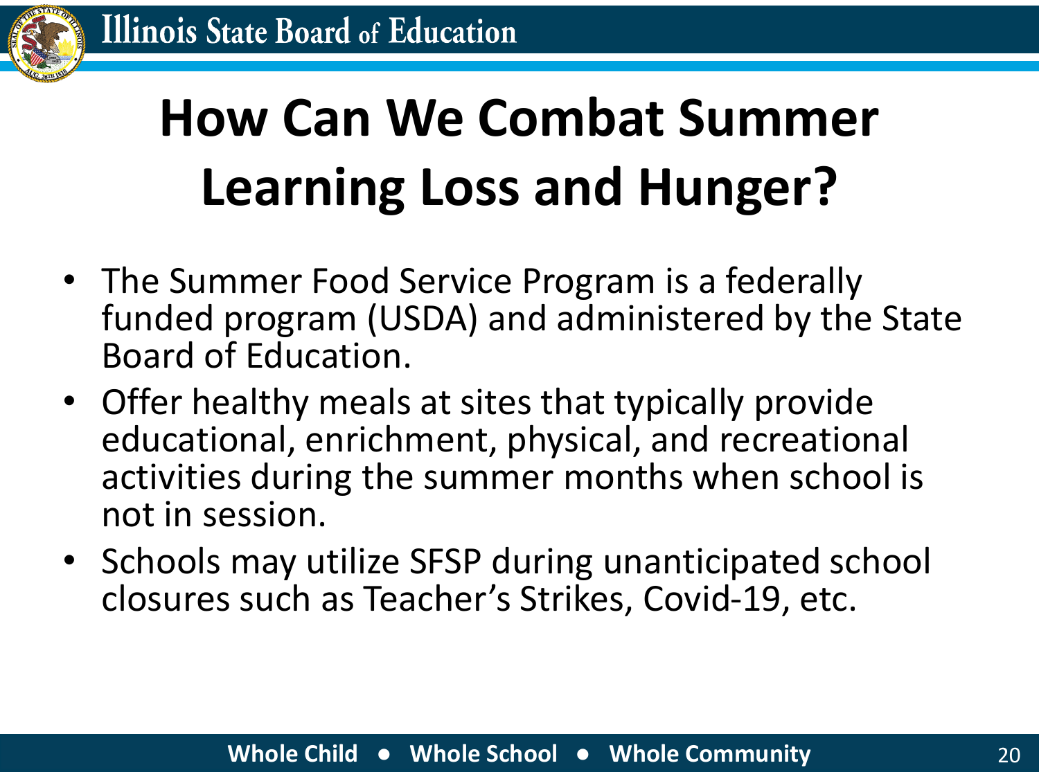# How Can We Combat Summer Learning Loss and Hunger?

- The Summer Food Service Program is a federally funded program (USDA) and administered by the State Board of Education.
- Offer healthy meals at sites that typically provide educational, enrichment, physical, and recreational activities during the summer months when school is not in session.
- Schools may utilize SFSP during unanticipated school closures such as Teacher's Strikes, Covid-19, etc.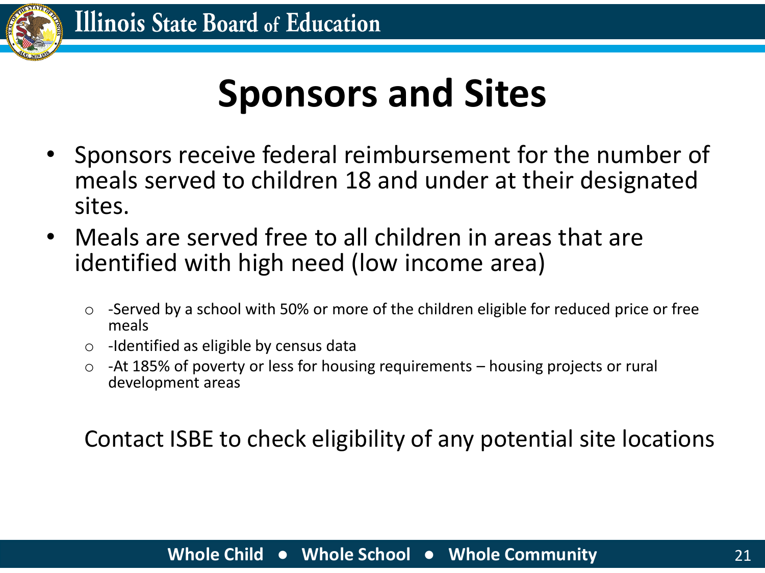# Sponsors and Sites

- Sponsors receive federal reimbursement for the number of meals served to children 18 and under at their designated sites.
- Meals are served free to all children in areas that are identified with high need (low income area)
  - -Served by a school with 50% or more of the children eligible for reduced price or free meals
  - -Identified as eligible by census data
  - -At 185% of poverty or less for housing requirements – housing projects or rural development areas

Contact ISBE to check eligibility of any potential site locations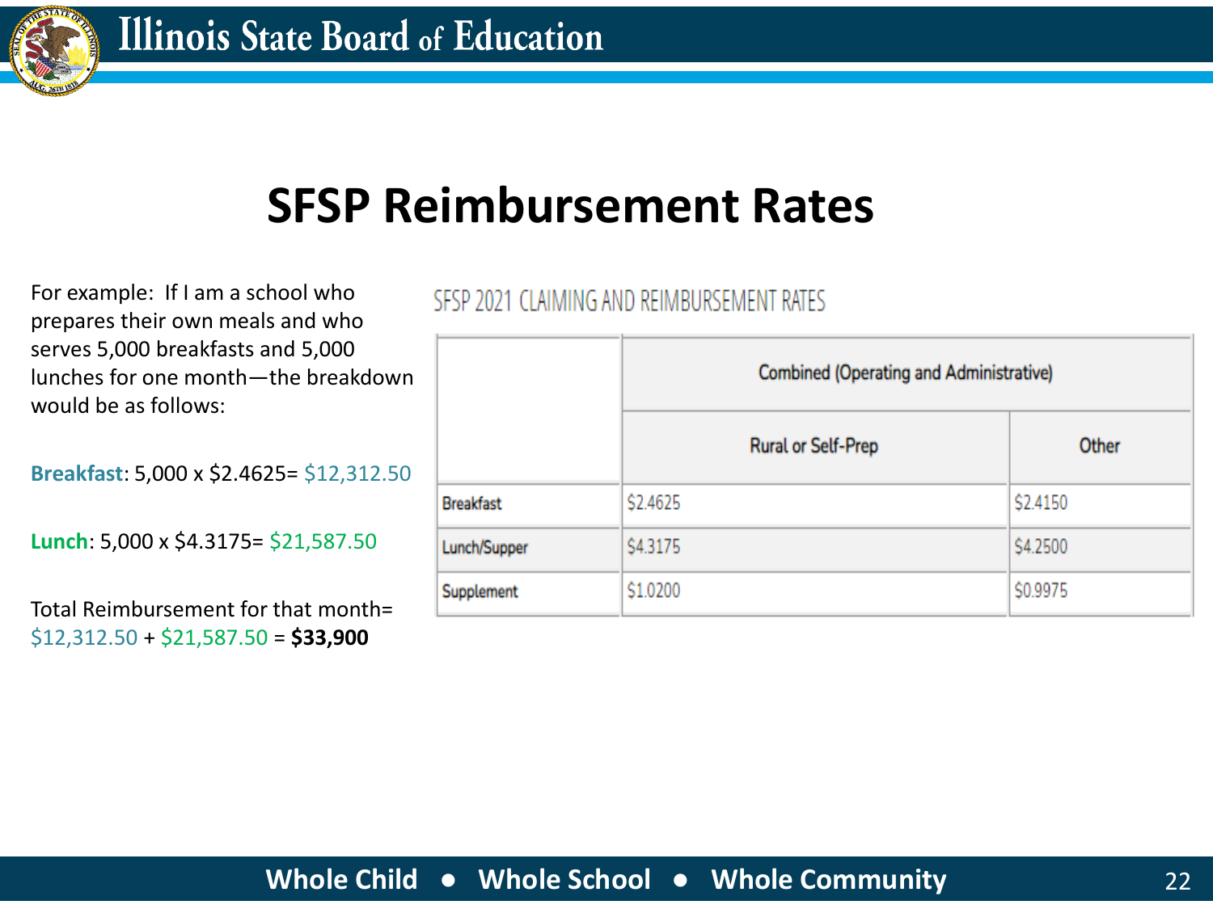# SFSP Reimbursement Rates

For example: If I am a school who prepares their own meals and who serves 5,000 breakfasts and 5,000 lunches for one month—the breakdown would be as follows:

**Breakfast**: 5,000 x $2.4625= $12,312.50

**Lunch**: 5,000 x $4.3175= $21,587.50

Total Reimbursement for that month= $12,312.50 + $21,587.50 = **$33,900**

SFSP 2021 CLAIMING AND REIMBURSEMENT RATES

| | Combined (Operating and Administrative) | |
|---|---|---|
| | Rural or Self-Prep | Other |
| Breakfast | $2.4625 | $2.4150 |
| Lunch/Supper | $4.3175 | $4.2500 |
| Supplement | $1.0200 | $0.9975 |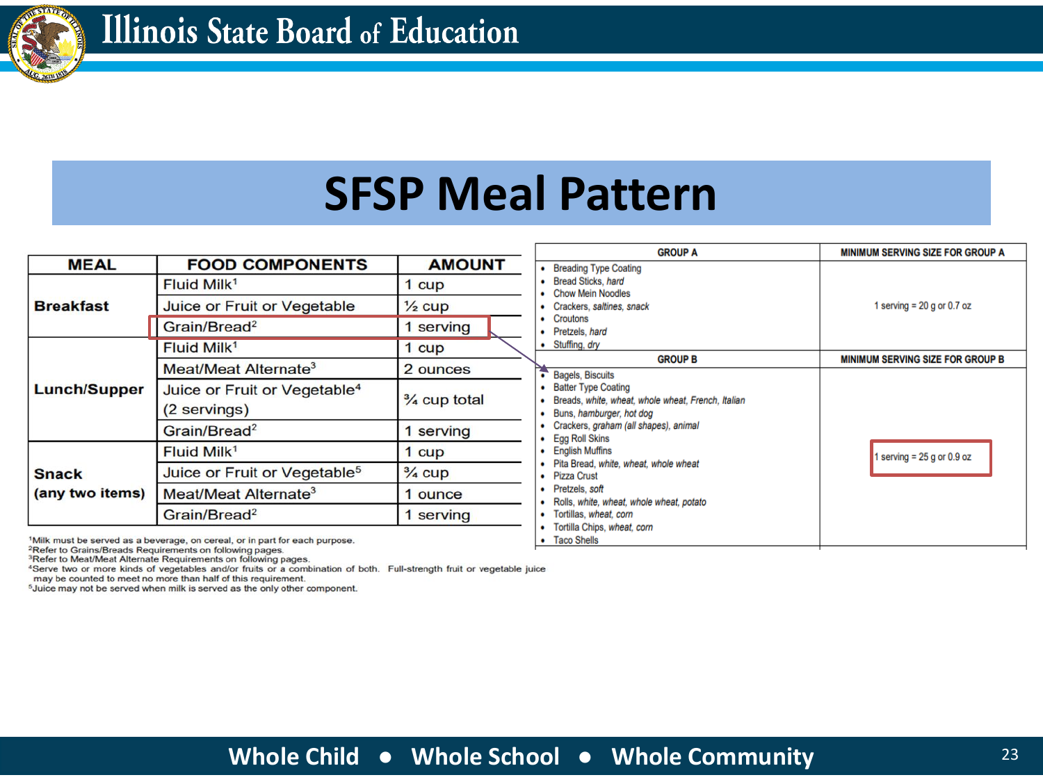# SFSP Meal Pattern

| MEAL | FOOD COMPONENTS | AMOUNT |
|---|---|---|
| Breakfast | Fluid Milk[1] | 1 cup |
| | Juice or Fruit or Vegetable | ½ cup |
| | Grain/Bread[2] | 1 serving |
| Lunch/Supper | Fluid Milk[1] | 1 cup |
| | Meat/Meat Alternate[3] | 2 ounces |
| | Juice or Fruit or Vegetable[4] (2 servings) | ¾ cup total |
| | Grain/Bread[2] | 1 serving |
| Snack (any two items) | Fluid Milk[1] | 1 cup |
| | Juice or Fruit or Vegetable[5] | ¾ cup |
| | Meat/Meat Alternate[3] | 1 ounce |
| | Grain/Bread[2] | 1 serving |

[1]Milk must be served as a beverage, on cereal, or in part for each purpose.
[2]Refer to Grains/Breads Requirements on following pages.
[3]Refer to Meat/Meat Alternate Requirements on following pages.
[4]Serve two or more kinds of vegetables and/or fruits or a combination of both. Full-strength fruit or vegetable juice may be counted to meet no more than half of this requirement.
[5]Juice may not be served when milk is served as the only other component.

| GROUP A | MINIMUM SERVING SIZE FOR GROUP A |
|---|---|
| • Breading Type Coating<br>• Bread Sticks, *hard*<br>• Chow Mein Noodles<br>• Crackers, *saltines, snack*<br>• Croutons<br>• Pretzels, *hard*<br>• Stuffing, *dry* | 1 serving = 20 g or 0.7 oz |
| **GROUP B** | **MINIMUM SERVING SIZE FOR GROUP B** |
| • Bagels, Biscuits<br>• Batter Type Coating<br>• Breads, *white, wheat, whole wheat, French, Italian*<br>• Buns, *hamburger, hot dog*<br>• Crackers, *graham (all shapes), animal*<br>• Egg Roll Skins<br>• English Muffins<br>• Pita Bread, *white, wheat, whole wheat*<br>• Pizza Crust<br>• Pretzels, *soft*<br>• Rolls, *white, wheat, whole wheat, potato*<br>• Tortillas, *wheat, corn*<br>• Tortilla Chips, *wheat, corn*<br>• Taco Shells | 1 serving = 25 g or 0.9 oz |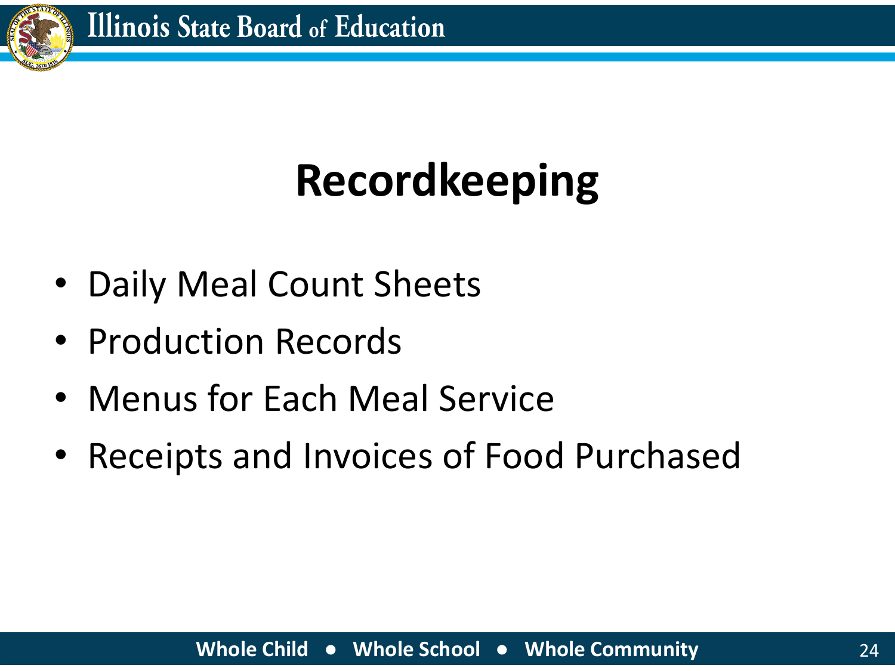# Recordkeeping

- Daily Meal Count Sheets
- Production Records
- Menus for Each Meal Service
- Receipts and Invoices of Food Purchased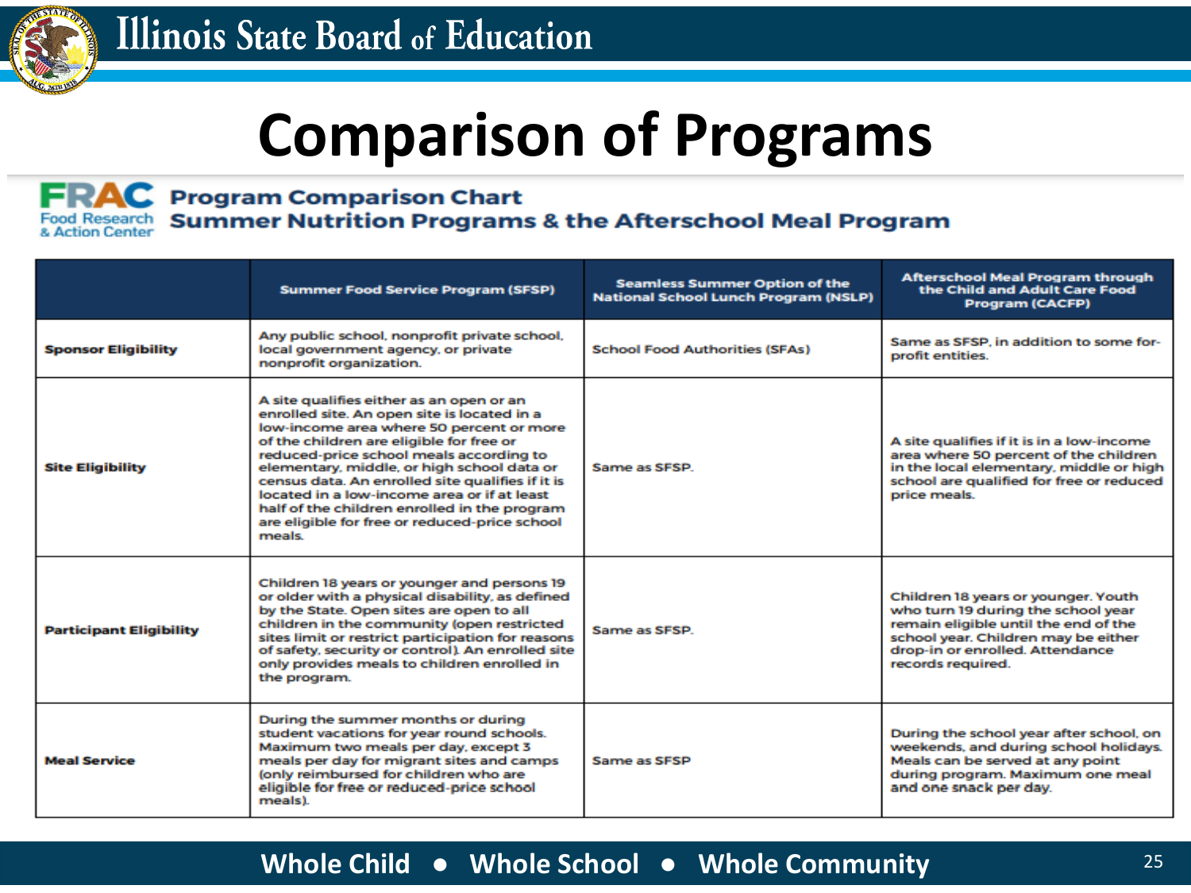# Comparison of Programs

FRAC Food Research & Action Center

## Program Comparison Chart
## Summer Nutrition Programs & the Afterschool Meal Program

| | Summer Food Service Program (SFSP) | Seamless Summer Option of the National School Lunch Program (NSLP) | Afterschool Meal Program through the Child and Adult Care Food Program (CACFP) |
|---|---|---|---|
| **Sponsor Eligibility** | Any public school, nonprofit private school, local government agency, or private nonprofit organization. | School Food Authorities (SFAs) | Same as SFSP, in addition to some for-profit entities. |
| **Site Eligibility** | A site qualifies either as an open or an enrolled site. An open site is located in a low-income area where 50 percent or more of the children are eligible for free or reduced-price school meals according to elementary, middle, or high school data or census data. An enrolled site qualifies if it is located in a low-income area or if at least half of the children enrolled in the program are eligible for free or reduced-price school meals. | Same as SFSP. | A site qualifies if it is in a low-income area where 50 percent of the children in the local elementary, middle or high school are qualified for free or reduced price meals. |
| **Participant Eligibility** | Children 18 years or younger and persons 19 or older with a physical disability, as defined by the State. Open sites are open to all children in the community (open restricted sites limit or restrict participation for reasons of safety, security or control). An enrolled site only provides meals to children enrolled in the program. | Same as SFSP. | Children 18 years or younger. Youth who turn 19 during the school year remain eligible until the end of the school year. Children may be either drop-in or enrolled. Attendance records required. |
| **Meal Service** | During the summer months or during student vacations for year round schools. Maximum two meals per day, except 3 meals per day for migrant sites and camps (only reimbursed for children who are eligible for free or reduced-price school meals). | Same as SFSP | During the school year after school, on weekends, and during school holidays. Meals can be served at any point during program. Maximum one meal and one snack per day. |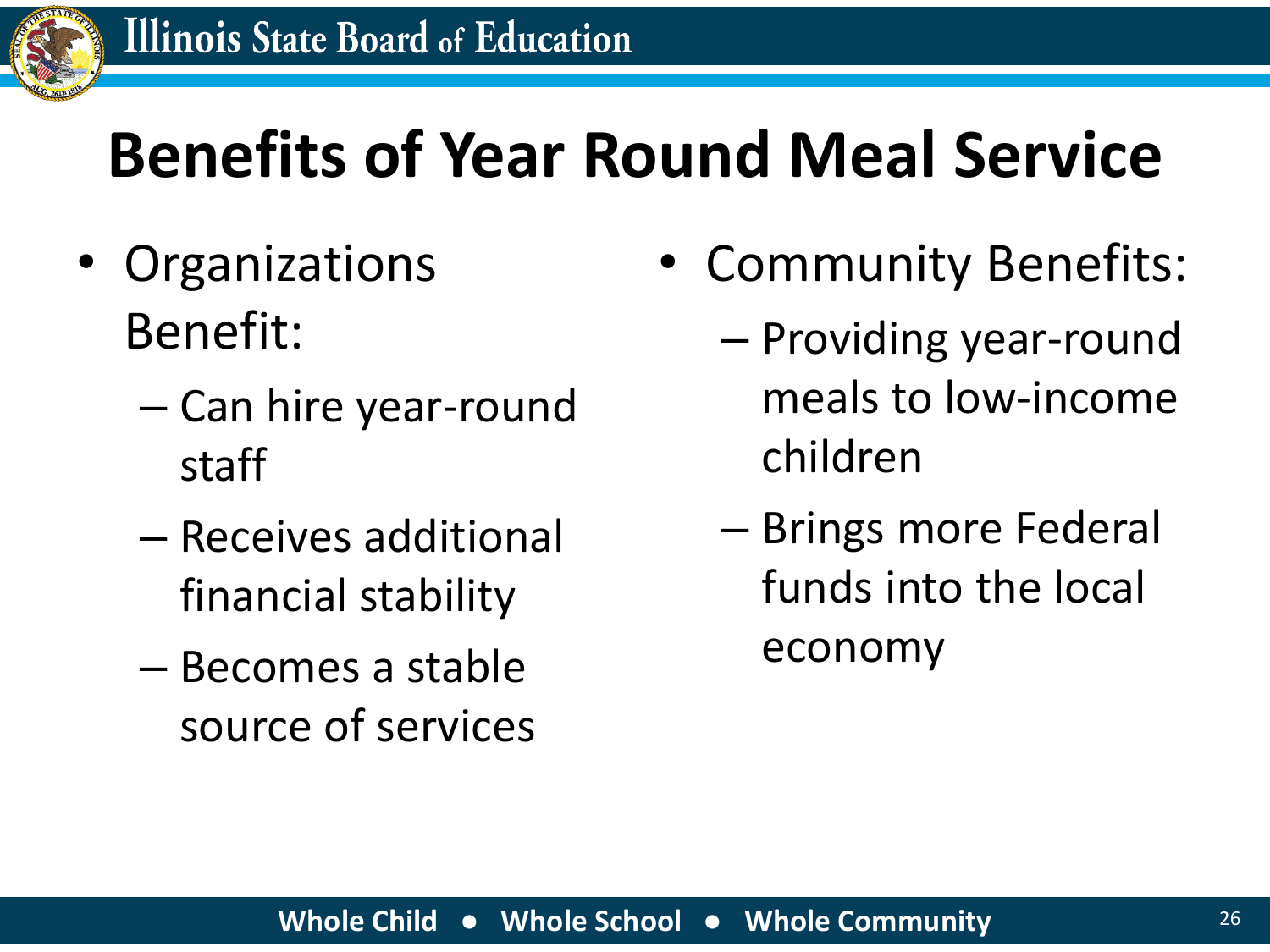# Benefits of Year Round Meal Service

- Organizations Benefit:
  - Can hire year-round staff
  - Receives additional financial stability
  - Becomes a stable source of services
- Community Benefits:
  - Providing year-round meals to low-income children
  - Brings more Federal funds into the local economy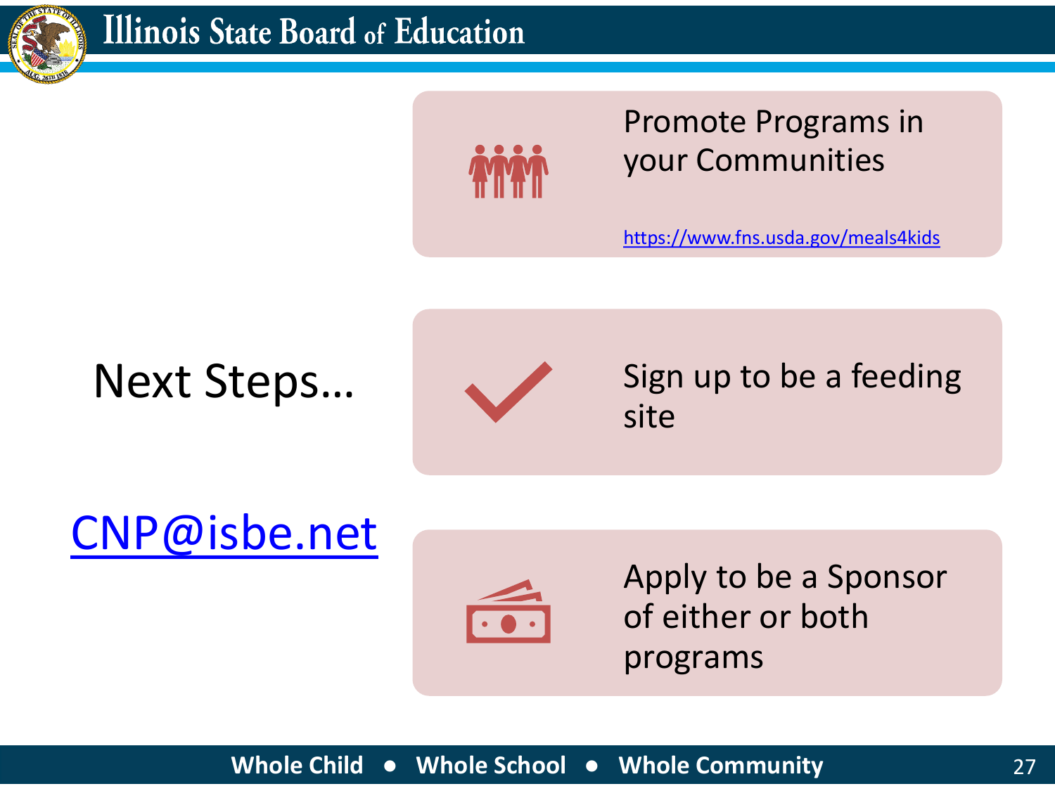# Next Steps…

[CNP@isbe.net](mailto:CNP@isbe.net)

- Promote Programs in your Communities

  https://www.fns.usda.gov/meals4kids

- Sign up to be a feeding site

- Apply to be a Sponsor of either or both programs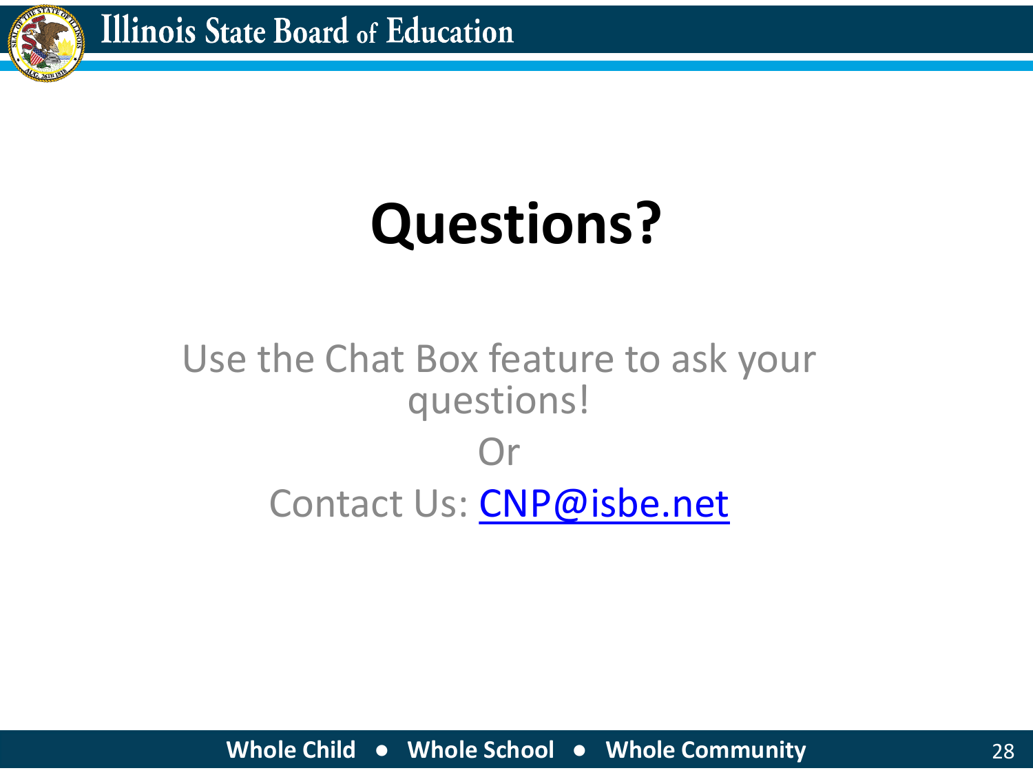# Questions?

Use the Chat Box feature to ask your questions!

Or

Contact Us: CNP@isbe.net